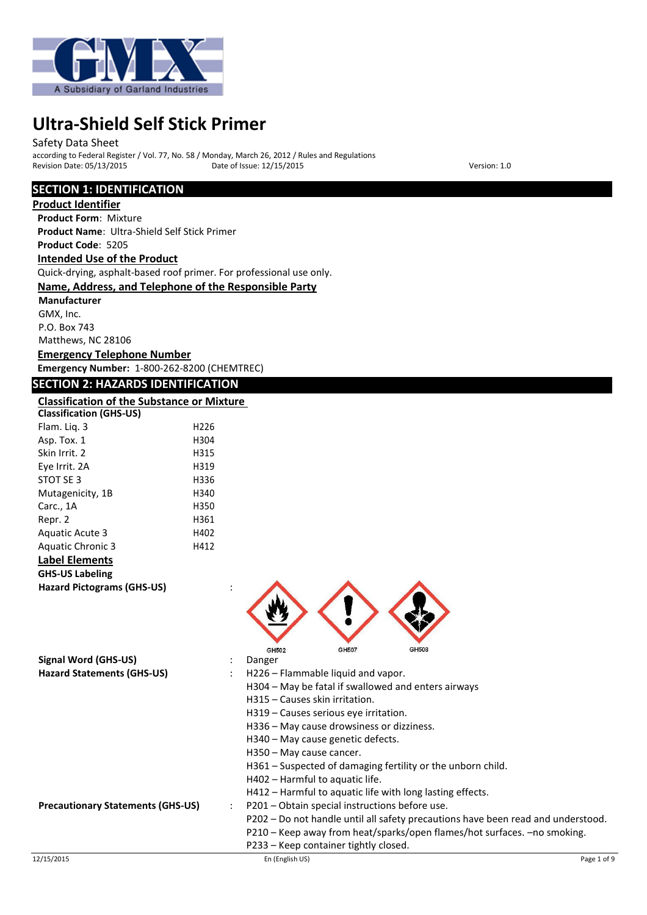# Ultra-Shield Self Stick Primer

Safety Data Sheet
according to Federal Register / Vol. 77, No. 58 / Monday, March 26, 2012 / Rules and Regulations
Revision Date: 05/13/2015 Date of Issue: 12/15/2015 Version: 1.0

## SECTION 1: IDENTIFICATION

### Product Identifier

**Product Form**: Mixture
**Product Name**: Ultra-Shield Self Stick Primer
**Product Code**: 5205

### Intended Use of the Product

Quick-drying, asphalt-based roof primer. For professional use only.

### Name, Address, and Telephone of the Responsible Party

**Manufacturer**
GMX, Inc.
P.O. Box 743
Matthews, NC 28106

### Emergency Telephone Number

**Emergency Number:** 1-800-262-8200 (CHEMTREC)

## SECTION 2: HAZARDS IDENTIFICATION

### Classification of the Substance or Mixture

**Classification (GHS-US)**

| | |
|---|---|
| Flam. Liq. 3 | H226 |
| Asp. Tox. 1 | H304 |
| Skin Irrit. 2 | H315 |
| Eye Irrit. 2A | H319 |
| STOT SE 3 | H336 |
| Mutagenicity, 1B | H340 |
| Carc., 1A | H350 |
| Repr. 2 | H361 |
| Aquatic Acute 3 | H402 |
| Aquatic Chronic 3 | H412 |

### Label Elements

**GHS-US Labeling**

**Hazard Pictograms (GHS-US)** :

GHS02 GHS07 GHS08

**Signal Word (GHS-US)** : Danger

**Hazard Statements (GHS-US)** :
H226 – Flammable liquid and vapor.
H304 – May be fatal if swallowed and enters airways
H315 – Causes skin irritation.
H319 – Causes serious eye irritation.
H336 – May cause drowsiness or dizziness.
H340 – May cause genetic defects.
H350 – May cause cancer.
H361 – Suspected of damaging fertility or the unborn child.
H402 – Harmful to aquatic life.
H412 – Harmful to aquatic life with long lasting effects.

**Precautionary Statements (GHS-US)** :
P201 – Obtain special instructions before use.
P202 – Do not handle until all safety precautions have been read and understood.
P210 – Keep away from heat/sparks/open flames/hot surfaces. –no smoking.
P233 – Keep container tightly closed.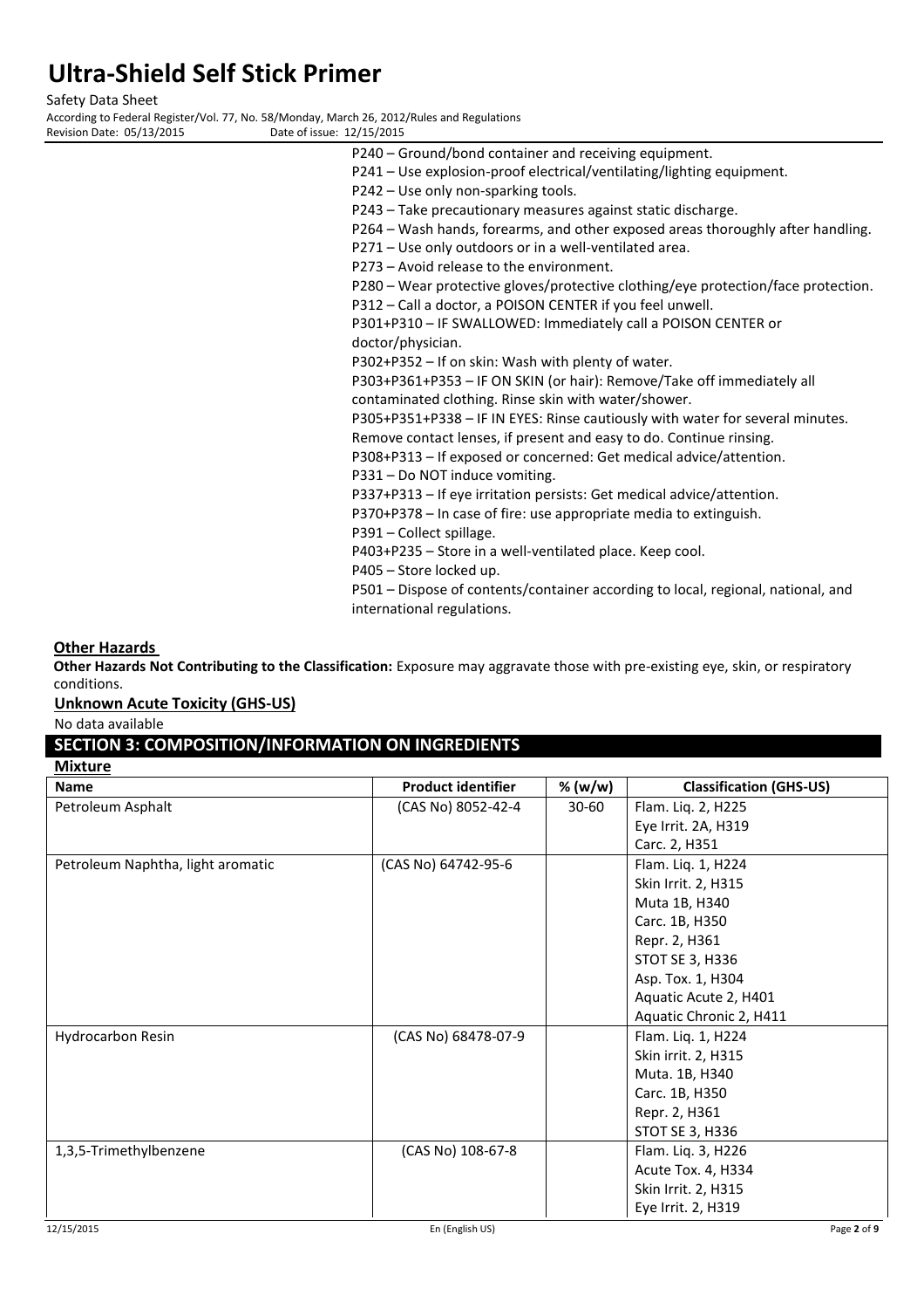P240 – Ground/bond container and receiving equipment.
P241 – Use explosion-proof electrical/ventilating/lighting equipment.
P242 – Use only non-sparking tools.
P243 – Take precautionary measures against static discharge.
P264 – Wash hands, forearms, and other exposed areas thoroughly after handling.
P271 – Use only outdoors or in a well-ventilated area.
P273 – Avoid release to the environment.
P280 – Wear protective gloves/protective clothing/eye protection/face protection.
P312 – Call a doctor, a POISON CENTER if you feel unwell.
P301+P310 – IF SWALLOWED: Immediately call a POISON CENTER or doctor/physician.
P302+P352 – If on skin: Wash with plenty of water.
P303+P361+P353 – IF ON SKIN (or hair): Remove/Take off immediately all contaminated clothing. Rinse skin with water/shower.
P305+P351+P338 – IF IN EYES: Rinse cautiously with water for several minutes. Remove contact lenses, if present and easy to do. Continue rinsing.
P308+P313 – If exposed or concerned: Get medical advice/attention.
P331 – Do NOT induce vomiting.
P337+P313 – If eye irritation persists: Get medical advice/attention.
P370+P378 – In case of fire: use appropriate media to extinguish.
P391 – Collect spillage.
P403+P235 – Store in a well-ventilated place. Keep cool.
P405 – Store locked up.
P501 – Dispose of contents/container according to local, regional, national, and international regulations.

### Other Hazards

**Other Hazards Not Contributing to the Classification:** Exposure may aggravate those with pre-existing eye, skin, or respiratory conditions.

### Unknown Acute Toxicity (GHS-US)

No data available

## SECTION 3: COMPOSITION/INFORMATION ON INGREDIENTS

### Mixture

| Name | Product identifier | % (w/w) | Classification (GHS-US) |
|---|---|---|---|
| Petroleum Asphalt | (CAS No) 8052-42-4 | 30-60 | Flam. Liq. 2, H225<br>Eye Irrit. 2A, H319<br>Carc. 2, H351 |
| Petroleum Naphtha, light aromatic | (CAS No) 64742-95-6 | | Flam. Liq. 1, H224<br>Skin Irrit. 2, H315<br>Muta 1B, H340<br>Carc. 1B, H350<br>Repr. 2, H361<br>STOT SE 3, H336<br>Asp. Tox. 1, H304<br>Aquatic Acute 2, H401<br>Aquatic Chronic 2, H411 |
| Hydrocarbon Resin | (CAS No) 68478-07-9 | | Flam. Liq. 1, H224<br>Skin irrit. 2, H315<br>Muta. 1B, H340<br>Carc. 1B, H350<br>Repr. 2, H361<br>STOT SE 3, H336 |
| 1,3,5-Trimethylbenzene | (CAS No) 108-67-8 | | Flam. Liq. 3, H226<br>Acute Tox. 4, H334<br>Skin Irrit. 2, H315<br>Eye Irrit. 2, H319 |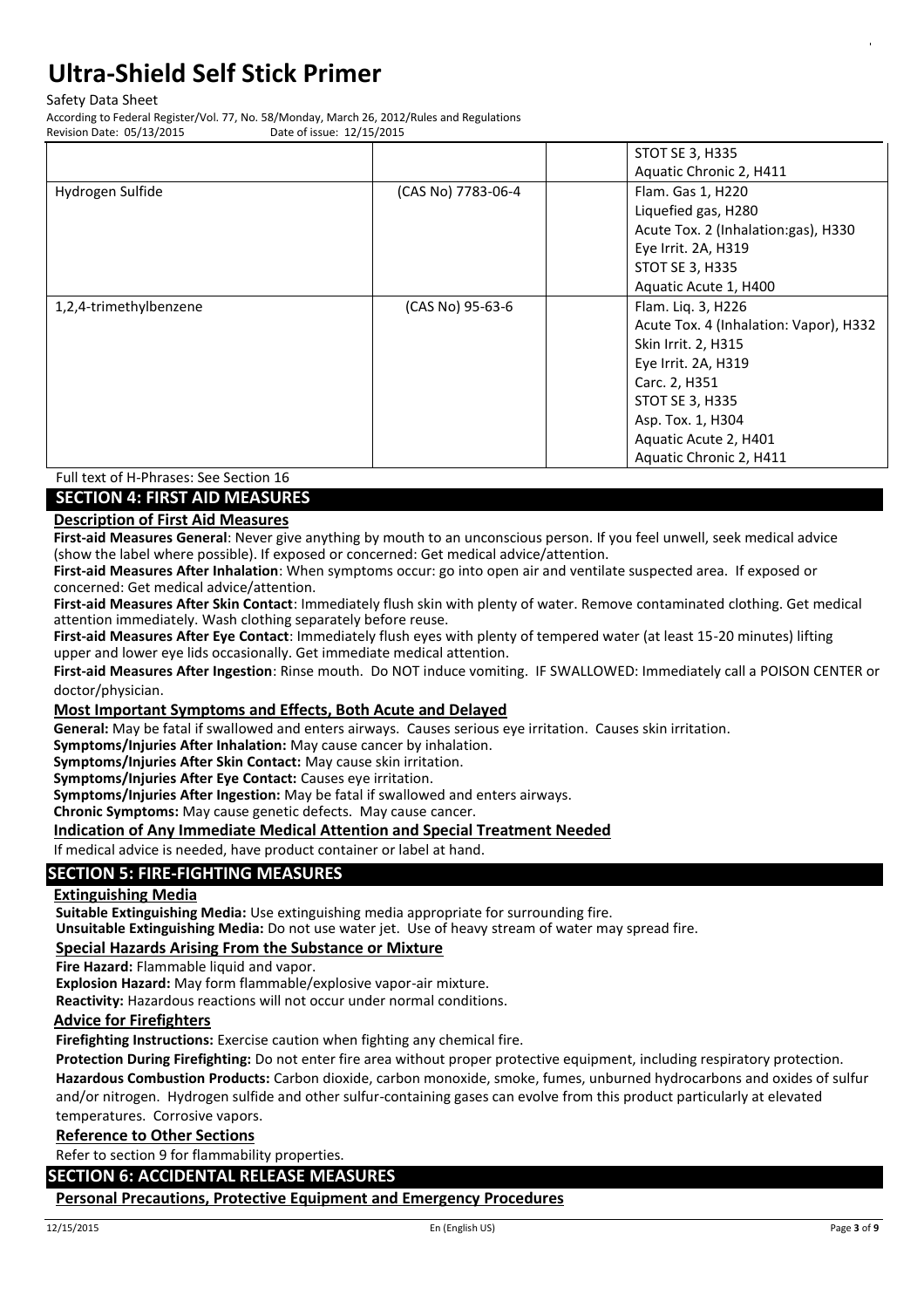| | | | |
|---|---|---|---|
| | | | STOT SE 3, H335<br>Aquatic Chronic 2, H411 |
| Hydrogen Sulfide | (CAS No) 7783-06-4 | | Flam. Gas 1, H220<br>Liquefied gas, H280<br>Acute Tox. 2 (Inhalation:gas), H330<br>Eye Irrit. 2A, H319<br>STOT SE 3, H335<br>Aquatic Acute 1, H400 |
| 1,2,4-trimethylbenzene | (CAS No) 95-63-6 | | Flam. Liq. 3, H226<br>Acute Tox. 4 (Inhalation: Vapor), H332<br>Skin Irrit. 2, H315<br>Eye Irrit. 2A, H319<br>Carc. 2, H351<br>STOT SE 3, H335<br>Asp. Tox. 1, H304<br>Aquatic Acute 2, H401<br>Aquatic Chronic 2, H411 |

Full text of H-Phrases: See Section 16

## SECTION 4: FIRST AID MEASURES

### Description of First Aid Measures

**First-aid Measures General**: Never give anything by mouth to an unconscious person. If you feel unwell, seek medical advice (show the label where possible). If exposed or concerned: Get medical advice/attention.

**First-aid Measures After Inhalation**: When symptoms occur: go into open air and ventilate suspected area. If exposed or concerned: Get medical advice/attention.

**First-aid Measures After Skin Contact**: Immediately flush skin with plenty of water. Remove contaminated clothing. Get medical attention immediately. Wash clothing separately before reuse.

**First-aid Measures After Eye Contact**: Immediately flush eyes with plenty of tempered water (at least 15-20 minutes) lifting upper and lower eye lids occasionally. Get immediate medical attention.

**First-aid Measures After Ingestion**: Rinse mouth. Do NOT induce vomiting. IF SWALLOWED: Immediately call a POISON CENTER or doctor/physician.

### Most Important Symptoms and Effects, Both Acute and Delayed

**General:** May be fatal if swallowed and enters airways. Causes serious eye irritation. Causes skin irritation.

**Symptoms/Injuries After Inhalation:** May cause cancer by inhalation.

**Symptoms/Injuries After Skin Contact:** May cause skin irritation.

**Symptoms/Injuries After Eye Contact:** Causes eye irritation.

**Symptoms/Injuries After Ingestion:** May be fatal if swallowed and enters airways.

**Chronic Symptoms:** May cause genetic defects. May cause cancer.

### Indication of Any Immediate Medical Attention and Special Treatment Needed

If medical advice is needed, have product container or label at hand.

## SECTION 5: FIRE-FIGHTING MEASURES

### Extinguishing Media

**Suitable Extinguishing Media:** Use extinguishing media appropriate for surrounding fire.

**Unsuitable Extinguishing Media:** Do not use water jet. Use of heavy stream of water may spread fire.

### Special Hazards Arising From the Substance or Mixture

**Fire Hazard:** Flammable liquid and vapor.

**Explosion Hazard:** May form flammable/explosive vapor-air mixture.

**Reactivity:** Hazardous reactions will not occur under normal conditions.

### Advice for Firefighters

**Firefighting Instructions:** Exercise caution when fighting any chemical fire.

**Protection During Firefighting:** Do not enter fire area without proper protective equipment, including respiratory protection.

**Hazardous Combustion Products:** Carbon dioxide, carbon monoxide, smoke, fumes, unburned hydrocarbons and oxides of sulfur and/or nitrogen. Hydrogen sulfide and other sulfur-containing gases can evolve from this product particularly at elevated temperatures. Corrosive vapors.

### Reference to Other Sections

Refer to section 9 for flammability properties.

## SECTION 6: ACCIDENTAL RELEASE MEASURES

### Personal Precautions, Protective Equipment and Emergency Procedures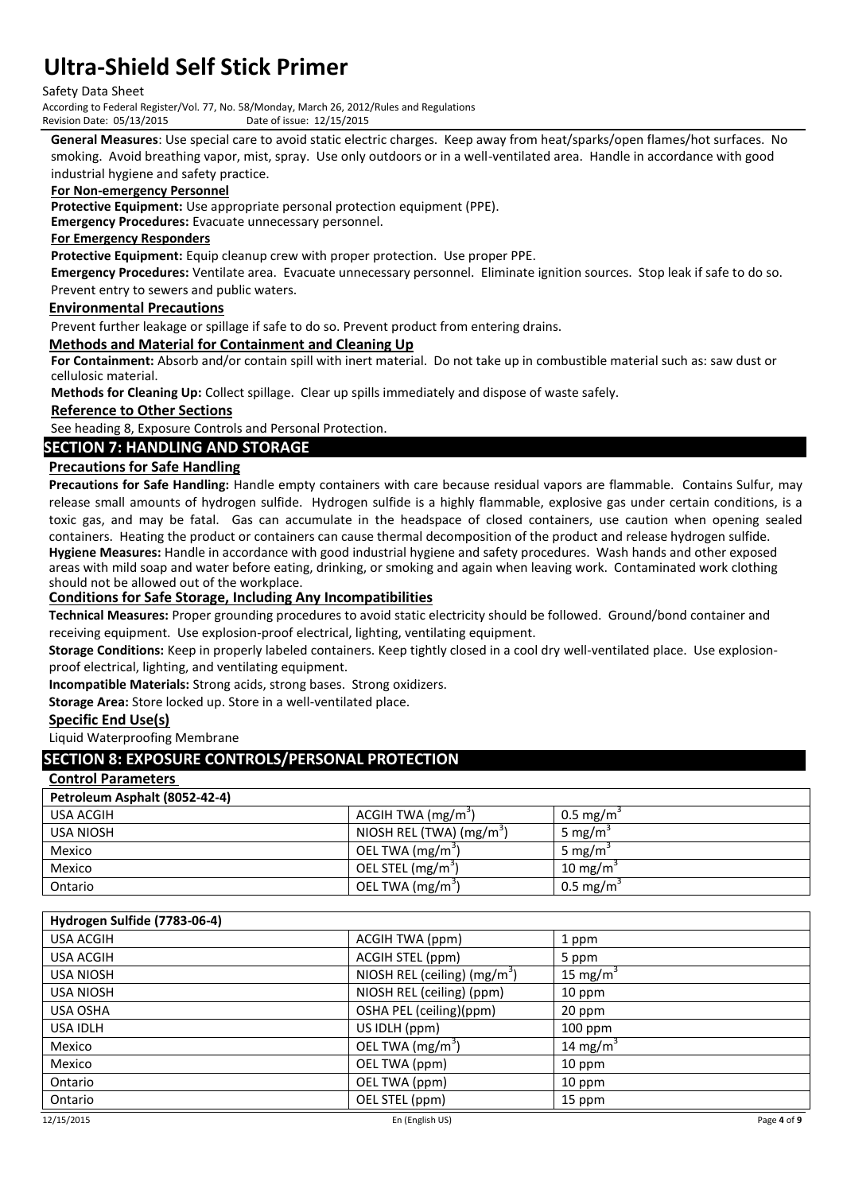**General Measures**: Use special care to avoid static electric charges. Keep away from heat/sparks/open flames/hot surfaces. No smoking. Avoid breathing vapor, mist, spray. Use only outdoors or in a well-ventilated area. Handle in accordance with good industrial hygiene and safety practice.

**For Non-emergency Personnel**

**Protective Equipment:** Use appropriate personal protection equipment (PPE).

**Emergency Procedures:** Evacuate unnecessary personnel.

**For Emergency Responders**

**Protective Equipment:** Equip cleanup crew with proper protection. Use proper PPE.

**Emergency Procedures:** Ventilate area. Evacuate unnecessary personnel. Eliminate ignition sources. Stop leak if safe to do so. Prevent entry to sewers and public waters.

### Environmental Precautions

Prevent further leakage or spillage if safe to do so. Prevent product from entering drains.

### Methods and Material for Containment and Cleaning Up

**For Containment:** Absorb and/or contain spill with inert material. Do not take up in combustible material such as: saw dust or cellulosic material.

**Methods for Cleaning Up:** Collect spillage. Clear up spills immediately and dispose of waste safely.

### Reference to Other Sections

See heading 8, Exposure Controls and Personal Protection.

## SECTION 7: HANDLING AND STORAGE

### Precautions for Safe Handling

**Precautions for Safe Handling:** Handle empty containers with care because residual vapors are flammable. Contains Sulfur, may release small amounts of hydrogen sulfide. Hydrogen sulfide is a highly flammable, explosive gas under certain conditions, is a toxic gas, and may be fatal. Gas can accumulate in the headspace of closed containers, use caution when opening sealed containers. Heating the product or containers can cause thermal decomposition of the product and release hydrogen sulfide.

**Hygiene Measures:** Handle in accordance with good industrial hygiene and safety procedures. Wash hands and other exposed areas with mild soap and water before eating, drinking, or smoking and again when leaving work. Contaminated work clothing should not be allowed out of the workplace.

### Conditions for Safe Storage, Including Any Incompatibilities

**Technical Measures:** Proper grounding procedures to avoid static electricity should be followed. Ground/bond container and receiving equipment. Use explosion-proof electrical, lighting, ventilating equipment.

**Storage Conditions:** Keep in properly labeled containers. Keep tightly closed in a cool dry well-ventilated place. Use explosion-proof electrical, lighting, and ventilating equipment.

**Incompatible Materials:** Strong acids, strong bases. Strong oxidizers.

**Storage Area:** Store locked up. Store in a well-ventilated place.

### Specific End Use(s)

Liquid Waterproofing Membrane

## SECTION 8: EXPOSURE CONTROLS/PERSONAL PROTECTION

### Control Parameters

| Petroleum Asphalt (8052-42-4) | | |
|---|---|---|
| USA ACGIH | ACGIH TWA ($mg/m^3$) | 0.5 $mg/m^3$ |
| USA NIOSH | NIOSH REL (TWA) ($mg/m^3$) | 5 $mg/m^3$ |
| Mexico | OEL TWA ($mg/m^3$) | 5 $mg/m^3$ |
| Mexico | OEL STEL ($mg/m^3$) | 10 $mg/m^3$ |
| Ontario | OEL TWA ($mg/m^3$) | 0.5 $mg/m^3$ |

| Hydrogen Sulfide (7783-06-4) | | |
|---|---|---|
| USA ACGIH | ACGIH TWA (ppm) | 1 ppm |
| USA ACGIH | ACGIH STEL (ppm) | 5 ppm |
| USA NIOSH | NIOSH REL (ceiling) ($mg/m^3$) | 15 $mg/m^3$ |
| USA NIOSH | NIOSH REL (ceiling) (ppm) | 10 ppm |
| USA OSHA | OSHA PEL (ceiling)(ppm) | 20 ppm |
| USA IDLH | US IDLH (ppm) | 100 ppm |
| Mexico | OEL TWA ($mg/m^3$) | 14 $mg/m^3$ |
| Mexico | OEL TWA (ppm) | 10 ppm |
| Ontario | OEL TWA (ppm) | 10 ppm |
| Ontario | OEL STEL (ppm) | 15 ppm |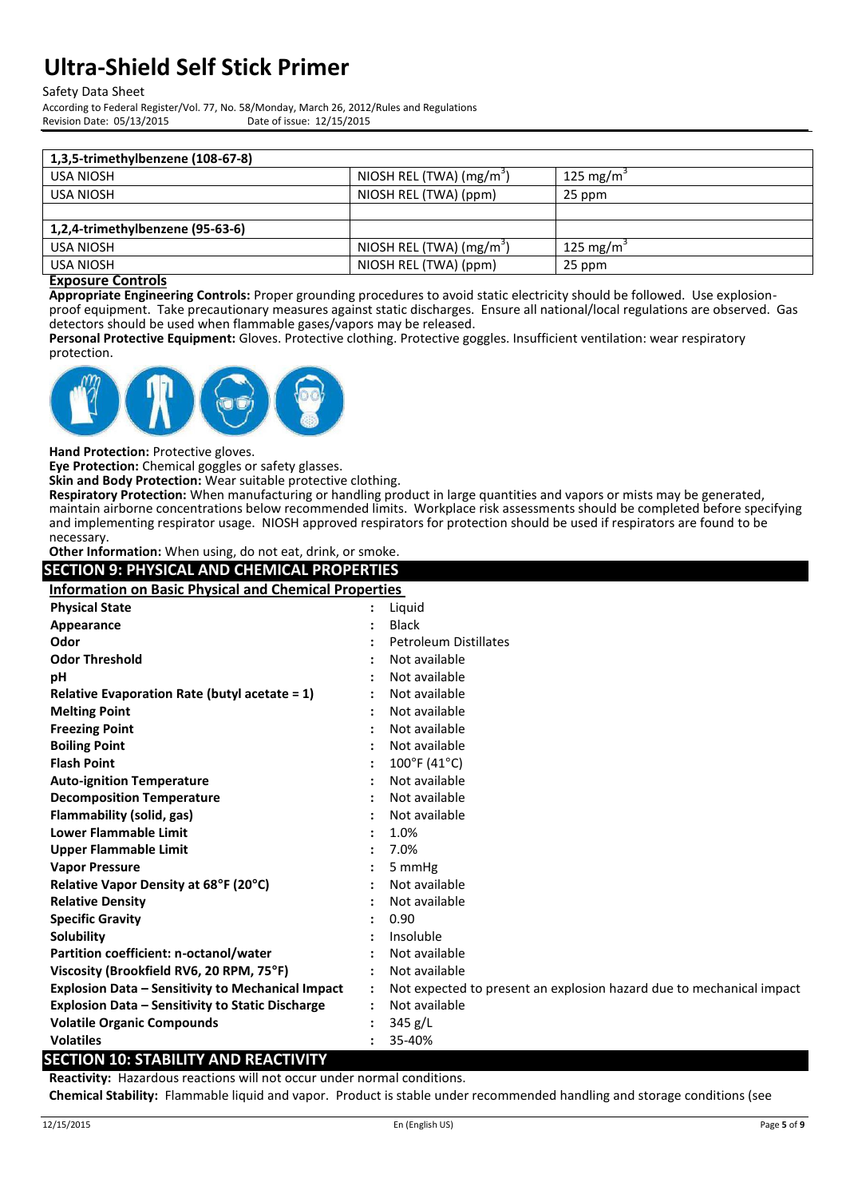| | | |
|---|---|---|
| **1,3,5-trimethylbenzene (108-67-8)** | | |
| USA NIOSH | NIOSH REL (TWA) ($mg/m^3$) | 125 $mg/m^3$ |
| USA NIOSH | NIOSH REL (TWA) (ppm) | 25 ppm |
| | | |
| **1,2,4-trimethylbenzene (95-63-6)** | | |
| USA NIOSH | NIOSH REL (TWA) ($mg/m^3$) | 125 $mg/m^3$ |
| USA NIOSH | NIOSH REL (TWA) (ppm) | 25 ppm |

**Exposure Controls**

**Appropriate Engineering Controls:** Proper grounding procedures to avoid static electricity should be followed. Use explosion-proof equipment. Take precautionary measures against static discharges. Ensure all national/local regulations are observed. Gas detectors should be used when flammable gases/vapors may be released.

**Personal Protective Equipment:** Gloves. Protective clothing. Protective goggles. Insufficient ventilation: wear respiratory protection.

**Hand Protection:** Protective gloves.

**Eye Protection:** Chemical goggles or safety glasses.

**Skin and Body Protection:** Wear suitable protective clothing.

**Respiratory Protection:** When manufacturing or handling product in large quantities and vapors or mists may be generated, maintain airborne concentrations below recommended limits. Workplace risk assessments should be completed before specifying and implementing respirator usage. NIOSH approved respirators for protection should be used if respirators are found to be necessary.

**Other Information:** When using, do not eat, drink, or smoke.

## SECTION 9: PHYSICAL AND CHEMICAL PROPERTIES

**Information on Basic Physical and Chemical Properties**

| | |
|---|---|
| **Physical State** | Liquid |
| **Appearance** | Black |
| **Odor** | Petroleum Distillates |
| **Odor Threshold** | Not available |
| **pH** | Not available |
| **Relative Evaporation Rate (butyl acetate = 1)** | Not available |
| **Melting Point** | Not available |
| **Freezing Point** | Not available |
| **Boiling Point** | Not available |
| **Flash Point** | 100°F (41°C) |
| **Auto-ignition Temperature** | Not available |
| **Decomposition Temperature** | Not available |
| **Flammability (solid, gas)** | Not available |
| **Lower Flammable Limit** | 1.0% |
| **Upper Flammable Limit** | 7.0% |
| **Vapor Pressure** | 5 mmHg |
| **Relative Vapor Density at 68°F (20°C)** | Not available |
| **Relative Density** | Not available |
| **Specific Gravity** | 0.90 |
| **Solubility** | Insoluble |
| **Partition coefficient: n-octanol/water** | Not available |
| **Viscosity (Brookfield RV6, 20 RPM, 75°F)** | Not available |
| **Explosion Data – Sensitivity to Mechanical Impact** | Not expected to present an explosion hazard due to mechanical impact |
| **Explosion Data – Sensitivity to Static Discharge** | Not available |
| **Volatile Organic Compounds** | 345 g/L |
| **Volatiles** | 35-40% |

## SECTION 10: STABILITY AND REACTIVITY

**Reactivity:** Hazardous reactions will not occur under normal conditions.

**Chemical Stability:** Flammable liquid and vapor. Product is stable under recommended handling and storage conditions (see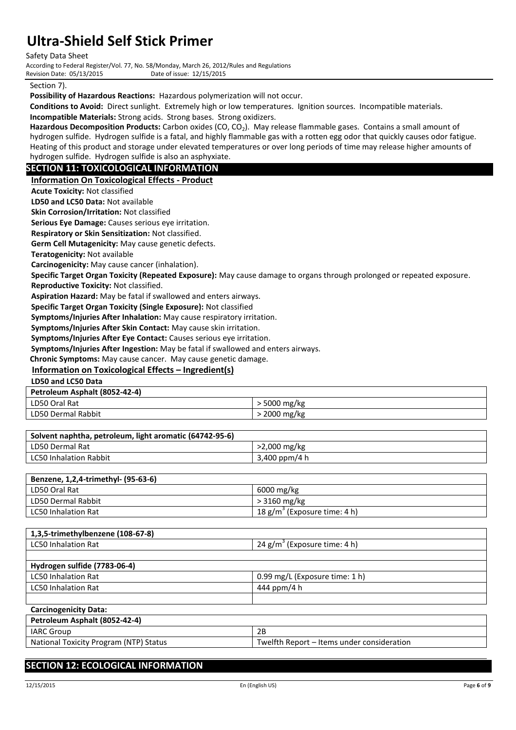Section 7).

**Possibility of Hazardous Reactions:** Hazardous polymerization will not occur.

**Conditions to Avoid:** Direct sunlight. Extremely high or low temperatures. Ignition sources. Incompatible materials.

**Incompatible Materials:** Strong acids. Strong bases. Strong oxidizers.

**Hazardous Decomposition Products:** Carbon oxides (CO, $CO_2$). May release flammable gases. Contains a small amount of hydrogen sulfide. Hydrogen sulfide is a fatal, and highly flammable gas with a rotten egg odor that quickly causes odor fatigue. Heating of this product and storage under elevated temperatures or over long periods of time may release higher amounts of hydrogen sulfide. Hydrogen sulfide is also an asphyxiate.

## SECTION 11: TOXICOLOGICAL INFORMATION

### Information On Toxicological Effects - Product

**Acute Toxicity:** Not classified

**LD50 and LC50 Data:** Not available

**Skin Corrosion/Irritation:** Not classified

**Serious Eye Damage:** Causes serious eye irritation.

**Respiratory or Skin Sensitization:** Not classified.

**Germ Cell Mutagenicity:** May cause genetic defects.

**Teratogenicity:** Not available

**Carcinogenicity:** May cause cancer (inhalation).

**Specific Target Organ Toxicity (Repeated Exposure):** May cause damage to organs through prolonged or repeated exposure.

**Reproductive Toxicity:** Not classified.

**Aspiration Hazard:** May be fatal if swallowed and enters airways.

**Specific Target Organ Toxicity (Single Exposure):** Not classified

**Symptoms/Injuries After Inhalation:** May cause respiratory irritation.

**Symptoms/Injuries After Skin Contact:** May cause skin irritation.

**Symptoms/Injuries After Eye Contact:** Causes serious eye irritation.

**Symptoms/Injuries After Ingestion:** May be fatal if swallowed and enters airways.

**Chronic Symptoms:** May cause cancer. May cause genetic damage.

### Information on Toxicological Effects – Ingredient(s)

**LD50 and LC50 Data**

| Petroleum Asphalt (8052-42-4) | |
|---|---|
| LD50 Oral Rat | > 5000 mg/kg |
| LD50 Dermal Rabbit | > 2000 mg/kg |

| Solvent naphtha, petroleum, light aromatic (64742-95-6) | |
|---|---|
| LD50 Dermal Rat | >2,000 mg/kg |
| LC50 Inhalation Rabbit | 3,400 ppm/4 h |

| Benzene, 1,2,4-trimethyl- (95-63-6) | |
|---|---|
| LD50 Oral Rat | 6000 mg/kg |
| LD50 Dermal Rabbit | > 3160 mg/kg |
| LC50 Inhalation Rat | 18 $g/m^3$ (Exposure time: 4 h) |

| 1,3,5-trimethylbenzene (108-67-8) | |
|---|---|
| LC50 Inhalation Rat | 24 $g/m^3$ (Exposure time: 4 h) |

| Hydrogen sulfide (7783-06-4) | |
|---|---|
| LC50 Inhalation Rat | 0.99 mg/L (Exposure time: 1 h) |
| LC50 Inhalation Rat | 444 ppm/4 h |

**Carcinogenicity Data:**

| Petroleum Asphalt (8052-42-4) | |
|---|---|
| IARC Group | 2B |
| National Toxicity Program (NTP) Status | Twelfth Report – Items under consideration |

## SECTION 12: ECOLOGICAL INFORMATION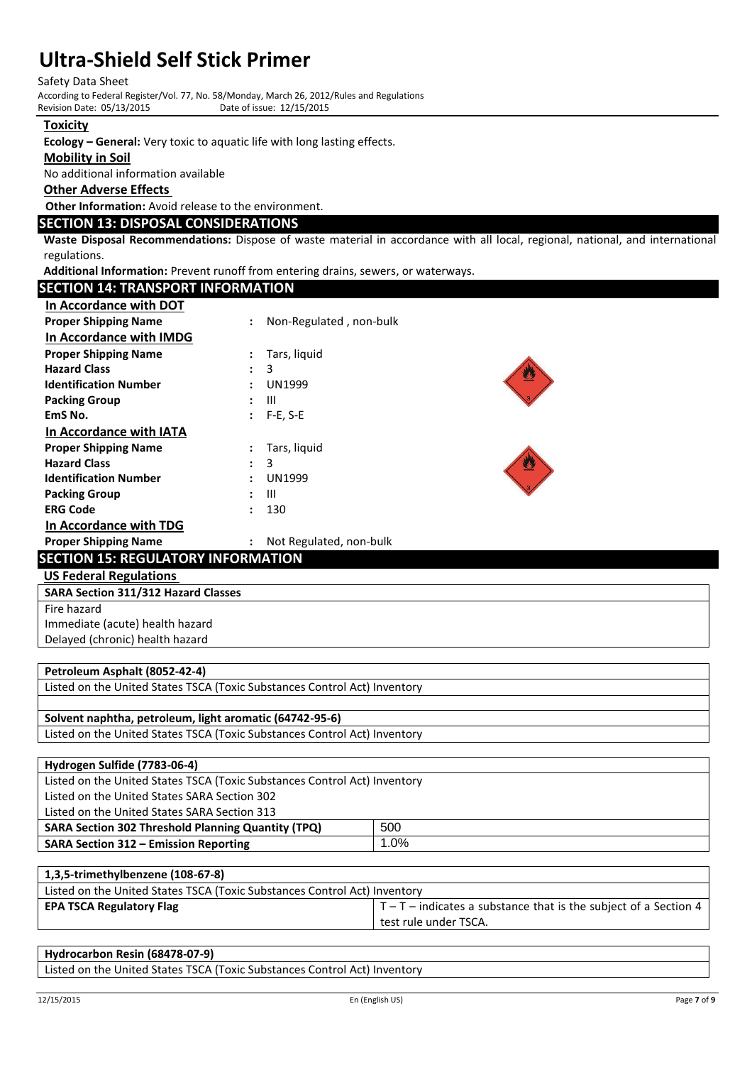### Toxicity

**Ecology – General:** Very toxic to aquatic life with long lasting effects.

### Mobility in Soil

No additional information available

### Other Adverse Effects

**Other Information:** Avoid release to the environment.

## SECTION 13: DISPOSAL CONSIDERATIONS

**Waste Disposal Recommendations:** Dispose of waste material in accordance with all local, regional, national, and international regulations.

**Additional Information:** Prevent runoff from entering drains, sewers, or waterways.

## SECTION 14: TRANSPORT INFORMATION

### In Accordance with DOT

**Proper Shipping Name** : Non-Regulated , non-bulk

### In Accordance with IMDG

**Proper Shipping Name** : Tars, liquid
**Hazard Class** : 3
**Identification Number** : UN1999
**Packing Group** : III
**EmS No.** : F-E, S-E

### In Accordance with IATA

**Proper Shipping Name** : Tars, liquid
**Hazard Class** : 3
**Identification Number** : UN1999
**Packing Group** : III
**ERG Code** : 130

### In Accordance with TDG

**Proper Shipping Name** : Not Regulated, non-bulk

## SECTION 15: REGULATORY INFORMATION

### US Federal Regulations

| **SARA Section 311/312 Hazard Classes** |
|---|
| Fire hazard |
| Immediate (acute) health hazard |
| Delayed (chronic) health hazard |

| **Petroleum Asphalt (8052-42-4)** |
|---|
| Listed on the United States TSCA (Toxic Substances Control Act) Inventory |

| **Solvent naphtha, petroleum, light aromatic (64742-95-6)** |
|---|
| Listed on the United States TSCA (Toxic Substances Control Act) Inventory |

| **Hydrogen Sulfide (7783-06-4)** | |
|---|---|
| Listed on the United States TSCA (Toxic Substances Control Act) Inventory | |
| Listed on the United States SARA Section 302 | |
| Listed on the United States SARA Section 313 | |
| **SARA Section 302 Threshold Planning Quantity (TPQ)** | 500 |
| **SARA Section 312 – Emission Reporting** | 1.0% |

| **1,3,5-trimethylbenzene (108-67-8)** | |
|---|---|
| Listed on the United States TSCA (Toxic Substances Control Act) Inventory | |
| **EPA TSCA Regulatory Flag** | T – T – indicates a substance that is the subject of a Section 4 test rule under TSCA. |

| **Hydrocarbon Resin (68478-07-9)** |
|---|
| Listed on the United States TSCA (Toxic Substances Control Act) Inventory |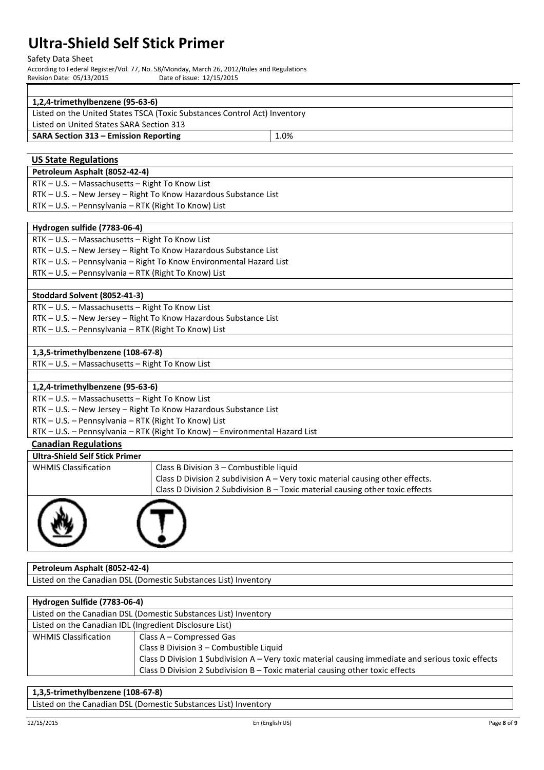| 1,2,4-trimethylbenzene (95-63-6) | |
|---|---|
| Listed on the United States TSCA (Toxic Substances Control Act) Inventory | |
| Listed on United States SARA Section 313 | |
| **SARA Section 313 – Emission Reporting** | 1.0% |

## US State Regulations

| Petroleum Asphalt (8052-42-4) |
|---|
| RTK – U.S. – Massachusetts – Right To Know List |
| RTK – U.S. – New Jersey – Right To Know Hazardous Substance List |
| RTK – U.S. – Pennsylvania – RTK (Right To Know) List |

| Hydrogen sulfide (7783-06-4) |
|---|
| RTK – U.S. – Massachusetts – Right To Know List |
| RTK – U.S. – New Jersey – Right To Know Hazardous Substance List |
| RTK – U.S. – Pennsylvania – Right To Know Environmental Hazard List |
| RTK – U.S. – Pennsylvania – RTK (Right To Know) List |

| Stoddard Solvent (8052-41-3) |
|---|
| RTK – U.S. – Massachusetts – Right To Know List |
| RTK – U.S. – New Jersey – Right To Know Hazardous Substance List |
| RTK – U.S. – Pennsylvania – RTK (Right To Know) List |

| 1,3,5-trimethylbenzene (108-67-8) |
|---|
| RTK – U.S. – Massachusetts – Right To Know List |

| 1,2,4-trimethylbenzene (95-63-6) |
|---|
| RTK – U.S. – Massachusetts – Right To Know List |
| RTK – U.S. – New Jersey – Right To Know Hazardous Substance List |
| RTK – U.S. – Pennsylvania – RTK (Right To Know) List |
| RTK – U.S. – Pennsylvania – RTK (Right To Know) – Environmental Hazard List |

## Canadian Regulations

| Ultra-Shield Self Stick Primer | |
|---|---|
| WHMIS Classification | Class B Division 3 – Combustible liquid<br>Class D Division 2 subdivision A – Very toxic material causing other effects.<br>Class D Division 2 Subdivision B – Toxic material causing other toxic effects |

| Petroleum Asphalt (8052-42-4) |
|---|
| Listed on the Canadian DSL (Domestic Substances List) Inventory |

| Hydrogen Sulfide (7783-06-4) | |
|---|---|
| Listed on the Canadian DSL (Domestic Substances List) Inventory | |
| Listed on the Canadian IDL (Ingredient Disclosure List) | |
| WHMIS Classification | Class A – Compressed Gas<br>Class B Division 3 – Combustible Liquid<br>Class D Division 1 Subdivision A – Very toxic material causing immediate and serious toxic effects<br>Class D Division 2 Subdivision B – Toxic material causing other toxic effects |

| 1,3,5-trimethylbenzene (108-67-8) |
|---|
| Listed on the Canadian DSL (Domestic Substances List) Inventory |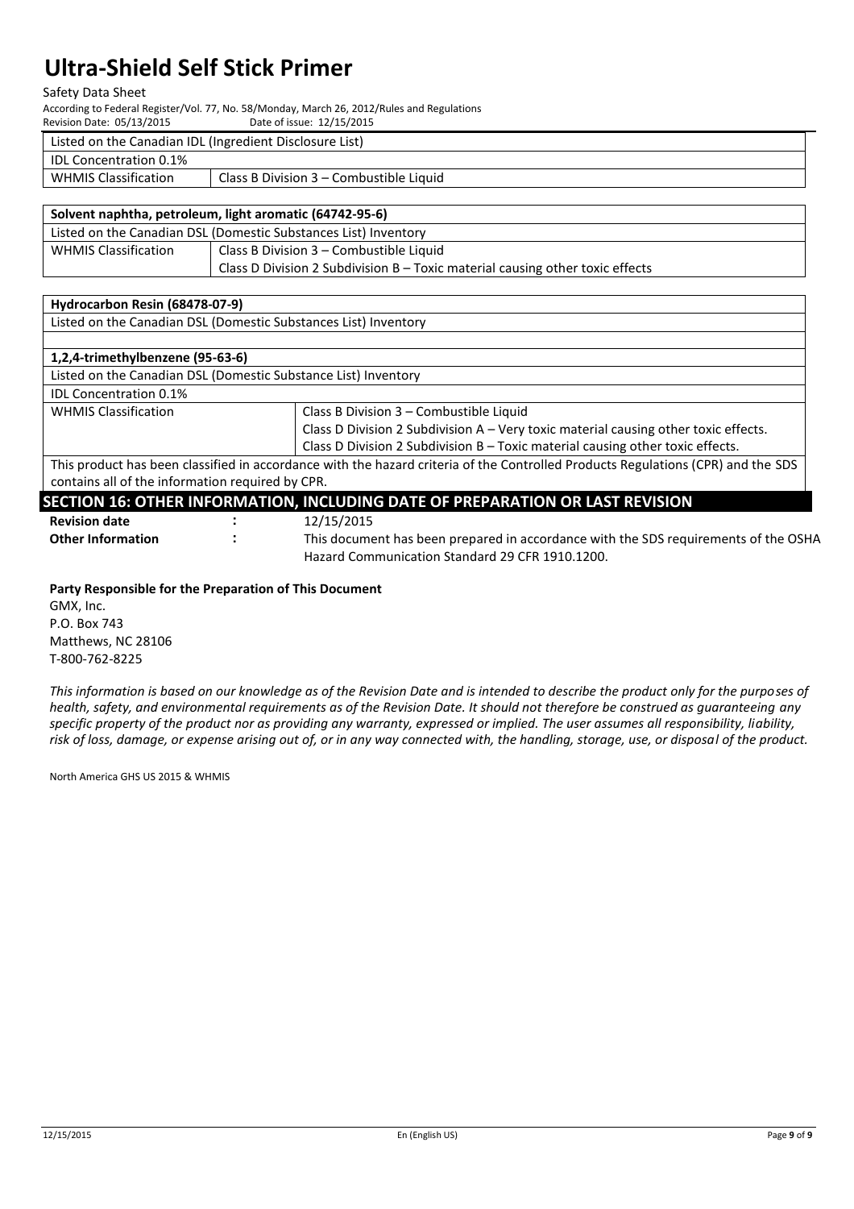Listed on the Canadian IDL (Ingredient Disclosure List)

| | |
|---|---|
| IDL Concentration 0.1% | |
| WHMIS Classification | Class B Division 3 – Combustible Liquid |

| Solvent naphtha, petroleum, light aromatic (64742-95-6) | |
|---|---|
| Listed on the Canadian DSL (Domestic Substances List) Inventory | |
| WHMIS Classification | Class B Division 3 – Combustible Liquid<br>Class D Division 2 Subdivision B – Toxic material causing other toxic effects |

| Hydrocarbon Resin (68478-07-9) |
|---|
| Listed on the Canadian DSL (Domestic Substances List) Inventory |

| 1,2,4-trimethylbenzene (95-63-6) | |
|---|---|
| Listed on the Canadian DSL (Domestic Substance List) Inventory | |
| IDL Concentration 0.1% | |
| WHMIS Classification | Class B Division 3 – Combustible Liquid<br>Class D Division 2 Subdivision A – Very toxic material causing other toxic effects.<br>Class D Division 2 Subdivision B – Toxic material causing other toxic effects. |

This product has been classified in accordance with the hazard criteria of the Controlled Products Regulations (CPR) and the SDS contains all of the information required by CPR.

## SECTION 16: OTHER INFORMATION, INCLUDING DATE OF PREPARATION OR LAST REVISION

**Revision date** : 12/15/2015

**Other Information** : This document has been prepared in accordance with the SDS requirements of the OSHA Hazard Communication Standard 29 CFR 1910.1200.

**Party Responsible for the Preparation of This Document**

GMX, Inc.
P.O. Box 743
Matthews, NC 28106
T-800-762-8225

*This information is based on our knowledge as of the Revision Date and is intended to describe the product only for the purposes of health, safety, and environmental requirements as of the Revision Date. It should not therefore be construed as guaranteeing any specific property of the product nor as providing any warranty, expressed or implied. The user assumes all responsibility, liability, risk of loss, damage, or expense arising out of, or in any way connected with, the handling, storage, use, or disposal of the product.*

North America GHS US 2015 & WHMIS